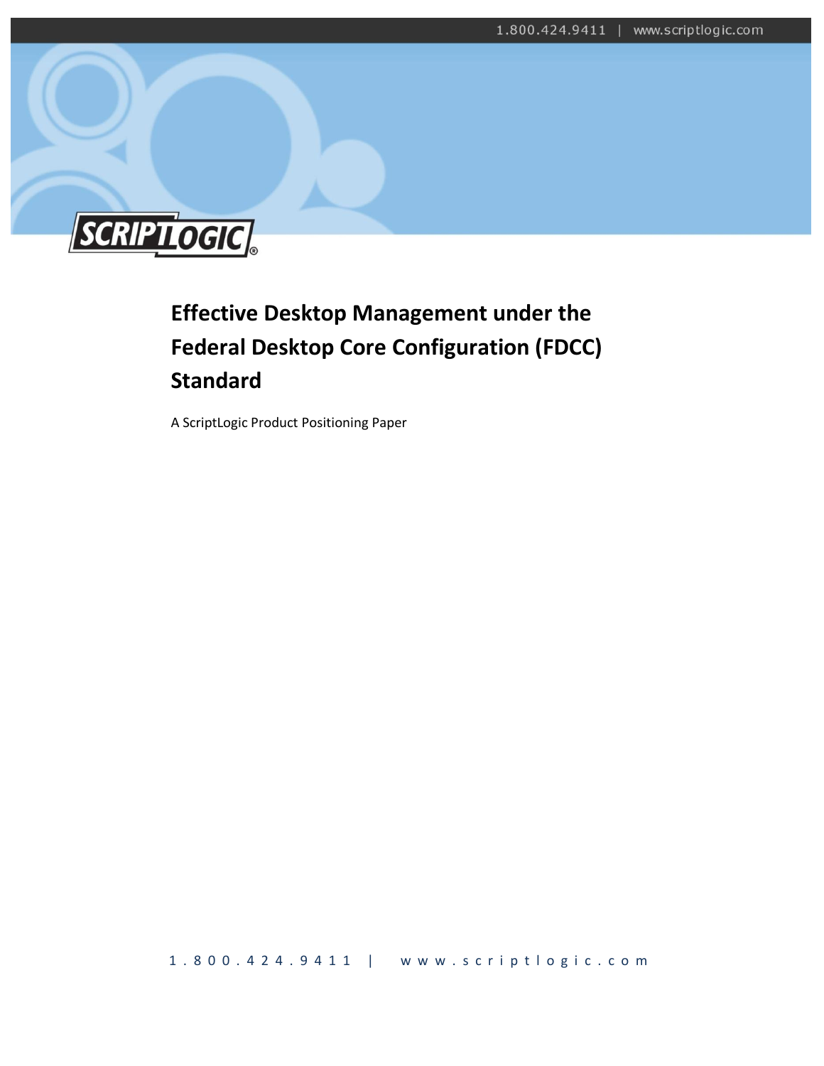# Effective Desktop Management under the Federal Desktop Core Configuration (FDCC) Standard

A ScriptLogic Product Positioning Paper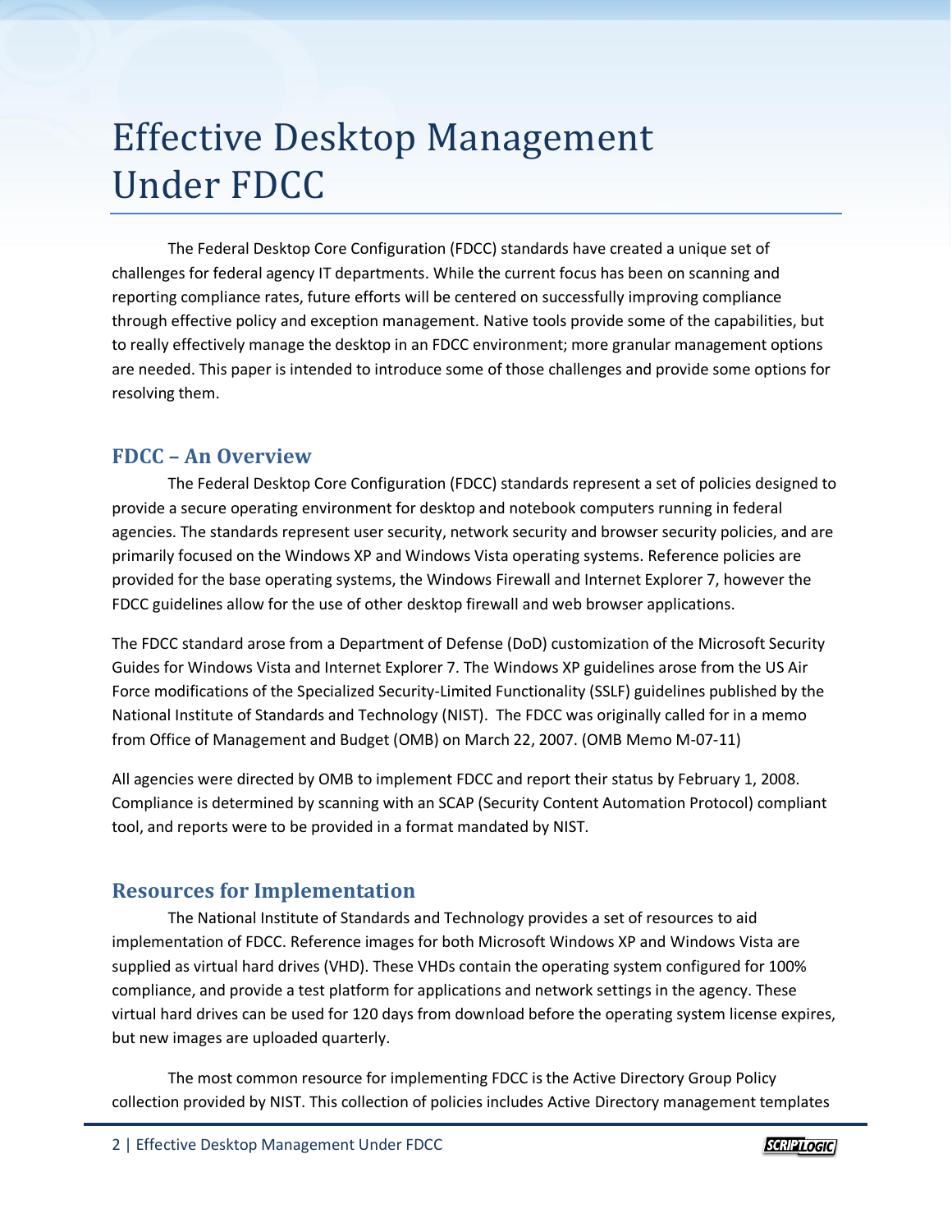# Effective Desktop Management Under FDCC

The Federal Desktop Core Configuration (FDCC) standards have created a unique set of challenges for federal agency IT departments. While the current focus has been on scanning and reporting compliance rates, future efforts will be centered on successfully improving compliance through effective policy and exception management. Native tools provide some of the capabilities, but to really effectively manage the desktop in an FDCC environment; more granular management options are needed. This paper is intended to introduce some of those challenges and provide some options for resolving them.

## FDCC – An Overview

The Federal Desktop Core Configuration (FDCC) standards represent a set of policies designed to provide a secure operating environment for desktop and notebook computers running in federal agencies. The standards represent user security, network security and browser security policies, and are primarily focused on the Windows XP and Windows Vista operating systems. Reference policies are provided for the base operating systems, the Windows Firewall and Internet Explorer 7, however the FDCC guidelines allow for the use of other desktop firewall and web browser applications.

The FDCC standard arose from a Department of Defense (DoD) customization of the Microsoft Security Guides for Windows Vista and Internet Explorer 7. The Windows XP guidelines arose from the US Air Force modifications of the Specialized Security-Limited Functionality (SSLF) guidelines published by the National Institute of Standards and Technology (NIST). The FDCC was originally called for in a memo from Office of Management and Budget (OMB) on March 22, 2007. (OMB Memo M-07-11)

All agencies were directed by OMB to implement FDCC and report their status by February 1, 2008. Compliance is determined by scanning with an SCAP (Security Content Automation Protocol) compliant tool, and reports were to be provided in a format mandated by NIST.

## Resources for Implementation

The National Institute of Standards and Technology provides a set of resources to aid implementation of FDCC. Reference images for both Microsoft Windows XP and Windows Vista are supplied as virtual hard drives (VHD). These VHDs contain the operating system configured for 100% compliance, and provide a test platform for applications and network settings in the agency. These virtual hard drives can be used for 120 days from download before the operating system license expires, but new images are uploaded quarterly.

The most common resource for implementing FDCC is the Active Directory Group Policy collection provided by NIST. This collection of policies includes Active Directory management templates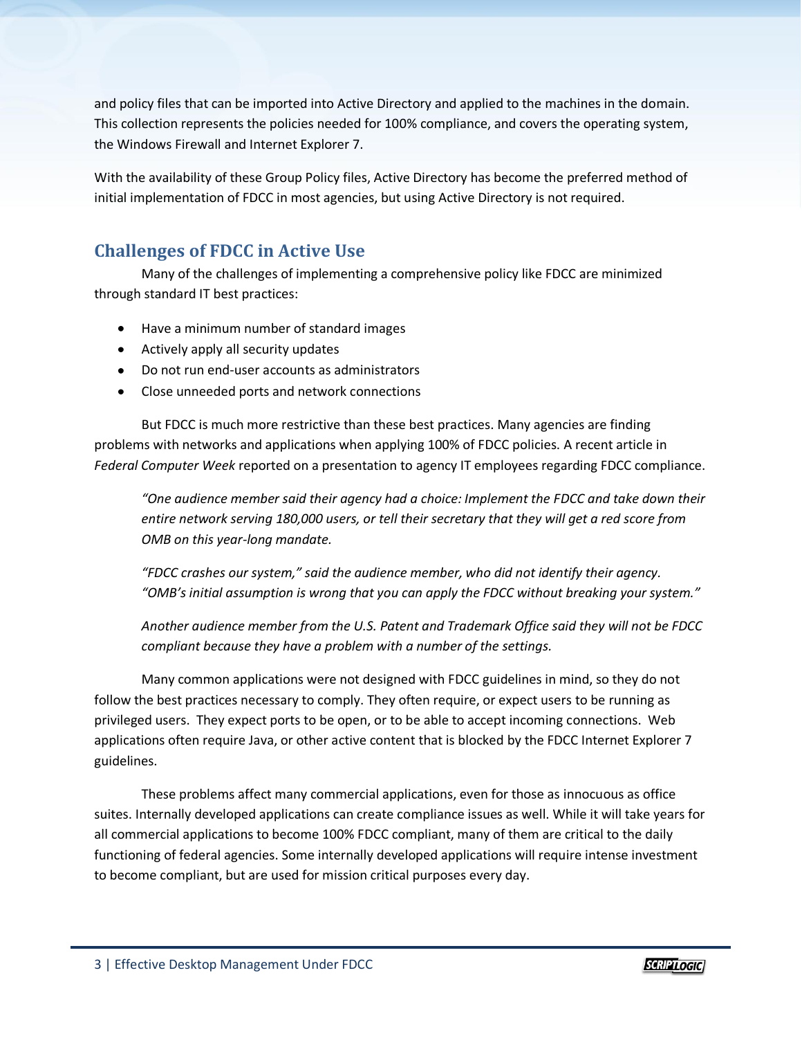and policy files that can be imported into Active Directory and applied to the machines in the domain. This collection represents the policies needed for 100% compliance, and covers the operating system, the Windows Firewall and Internet Explorer 7.

With the availability of these Group Policy files, Active Directory has become the preferred method of initial implementation of FDCC in most agencies, but using Active Directory is not required.

## Challenges of FDCC in Active Use

Many of the challenges of implementing a comprehensive policy like FDCC are minimized through standard IT best practices:

- Have a minimum number of standard images
- Actively apply all security updates
- Do not run end-user accounts as administrators
- Close unneeded ports and network connections

But FDCC is much more restrictive than these best practices. Many agencies are finding problems with networks and applications when applying 100% of FDCC policies. A recent article in *Federal Computer Week* reported on a presentation to agency IT employees regarding FDCC compliance.

> *"One audience member said their agency had a choice: Implement the FDCC and take down their entire network serving 180,000 users, or tell their secretary that they will get a red score from OMB on this year-long mandate.*
>
> *"FDCC crashes our system," said the audience member, who did not identify their agency. "OMB's initial assumption is wrong that you can apply the FDCC without breaking your system."*
>
> *Another audience member from the U.S. Patent and Trademark Office said they will not be FDCC compliant because they have a problem with a number of the settings.*

Many common applications were not designed with FDCC guidelines in mind, so they do not follow the best practices necessary to comply. They often require, or expect users to be running as privileged users. They expect ports to be open, or to be able to accept incoming connections. Web applications often require Java, or other active content that is blocked by the FDCC Internet Explorer 7 guidelines.

These problems affect many commercial applications, even for those as innocuous as office suites. Internally developed applications can create compliance issues as well. While it will take years for all commercial applications to become 100% FDCC compliant, many of them are critical to the daily functioning of federal agencies. Some internally developed applications will require intense investment to become compliant, but are used for mission critical purposes every day.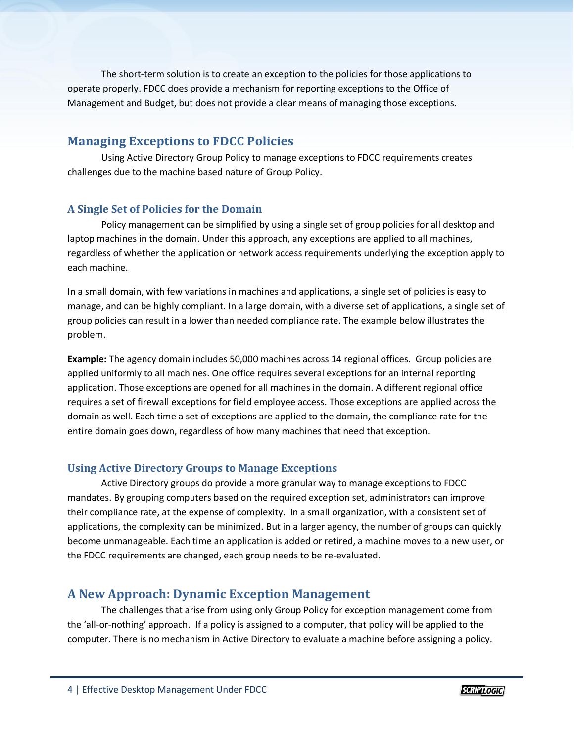The short-term solution is to create an exception to the policies for those applications to operate properly. FDCC does provide a mechanism for reporting exceptions to the Office of Management and Budget, but does not provide a clear means of managing those exceptions.

## Managing Exceptions to FDCC Policies

Using Active Directory Group Policy to manage exceptions to FDCC requirements creates challenges due to the machine based nature of Group Policy.

### A Single Set of Policies for the Domain

Policy management can be simplified by using a single set of group policies for all desktop and laptop machines in the domain. Under this approach, any exceptions are applied to all machines, regardless of whether the application or network access requirements underlying the exception apply to each machine.

In a small domain, with few variations in machines and applications, a single set of policies is easy to manage, and can be highly compliant. In a large domain, with a diverse set of applications, a single set of group policies can result in a lower than needed compliance rate. The example below illustrates the problem.

**Example:** The agency domain includes 50,000 machines across 14 regional offices. Group policies are applied uniformly to all machines. One office requires several exceptions for an internal reporting application. Those exceptions are opened for all machines in the domain. A different regional office requires a set of firewall exceptions for field employee access. Those exceptions are applied across the domain as well. Each time a set of exceptions are applied to the domain, the compliance rate for the entire domain goes down, regardless of how many machines that need that exception.

### Using Active Directory Groups to Manage Exceptions

Active Directory groups do provide a more granular way to manage exceptions to FDCC mandates. By grouping computers based on the required exception set, administrators can improve their compliance rate, at the expense of complexity. In a small organization, with a consistent set of applications, the complexity can be minimized. But in a larger agency, the number of groups can quickly become unmanageable. Each time an application is added or retired, a machine moves to a new user, or the FDCC requirements are changed, each group needs to be re-evaluated.

## A New Approach: Dynamic Exception Management

The challenges that arise from using only Group Policy for exception management come from the 'all-or-nothing' approach. If a policy is assigned to a computer, that policy will be applied to the computer. There is no mechanism in Active Directory to evaluate a machine before assigning a policy.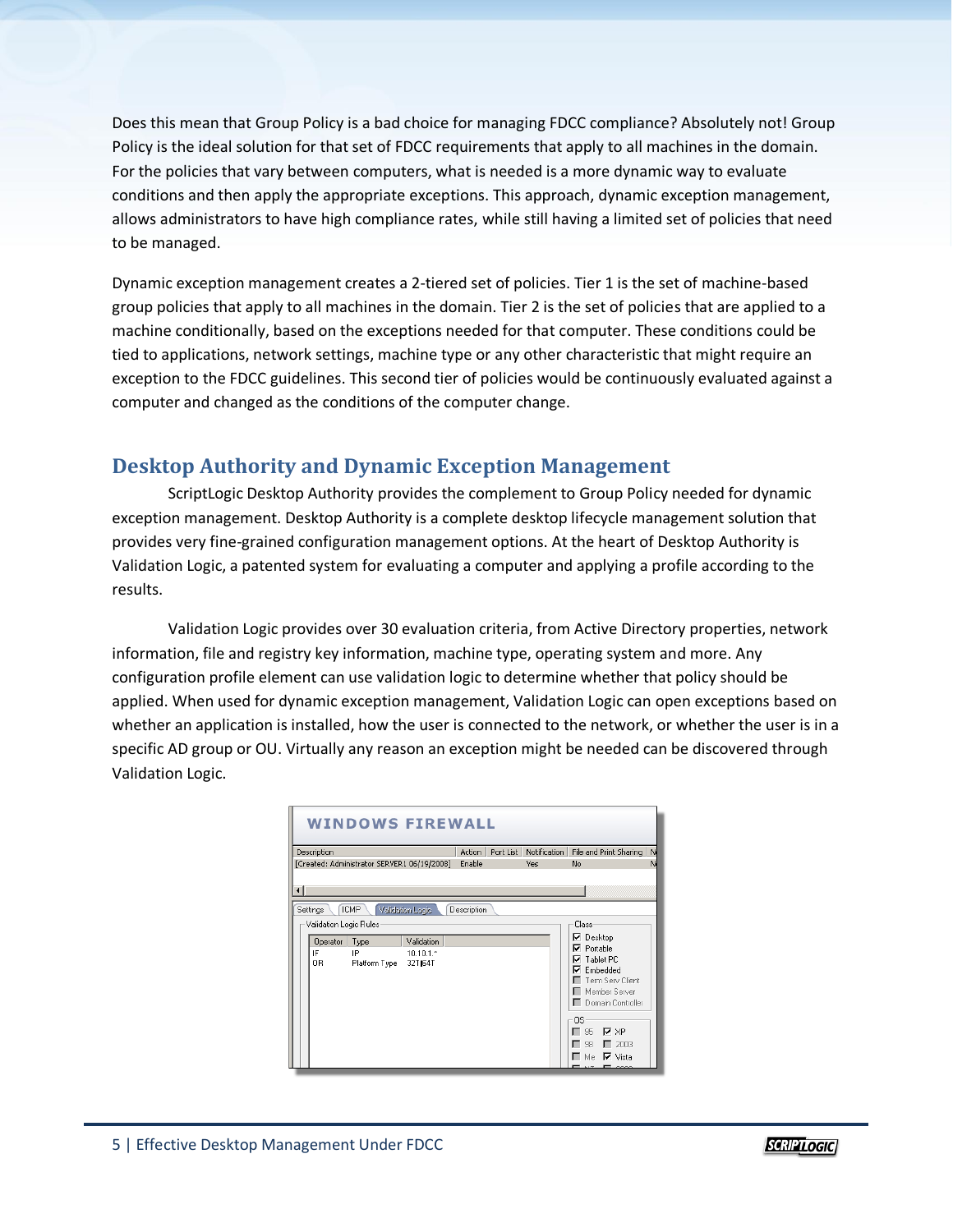Does this mean that Group Policy is a bad choice for managing FDCC compliance? Absolutely not! Group Policy is the ideal solution for that set of FDCC requirements that apply to all machines in the domain. For the policies that vary between computers, what is needed is a more dynamic way to evaluate conditions and then apply the appropriate exceptions. This approach, dynamic exception management, allows administrators to have high compliance rates, while still having a limited set of policies that need to be managed.

Dynamic exception management creates a 2-tiered set of policies. Tier 1 is the set of machine-based group policies that apply to all machines in the domain. Tier 2 is the set of policies that are applied to a machine conditionally, based on the exceptions needed for that computer. These conditions could be tied to applications, network settings, machine type or any other characteristic that might require an exception to the FDCC guidelines. This second tier of policies would be continuously evaluated against a computer and changed as the conditions of the computer change.

## Desktop Authority and Dynamic Exception Management

ScriptLogic Desktop Authority provides the complement to Group Policy needed for dynamic exception management. Desktop Authority is a complete desktop lifecycle management solution that provides very fine-grained configuration management options. At the heart of Desktop Authority is Validation Logic, a patented system for evaluating a computer and applying a profile according to the results.

Validation Logic provides over 30 evaluation criteria, from Active Directory properties, network information, file and registry key information, machine type, operating system and more. Any configuration profile element can use validation logic to determine whether that policy should be applied. When used for dynamic exception management, Validation Logic can open exceptions based on whether an application is installed, how the user is connected to the network, or whether the user is in a specific AD group or OU. Virtually any reason an exception might be needed can be discovered through Validation Logic.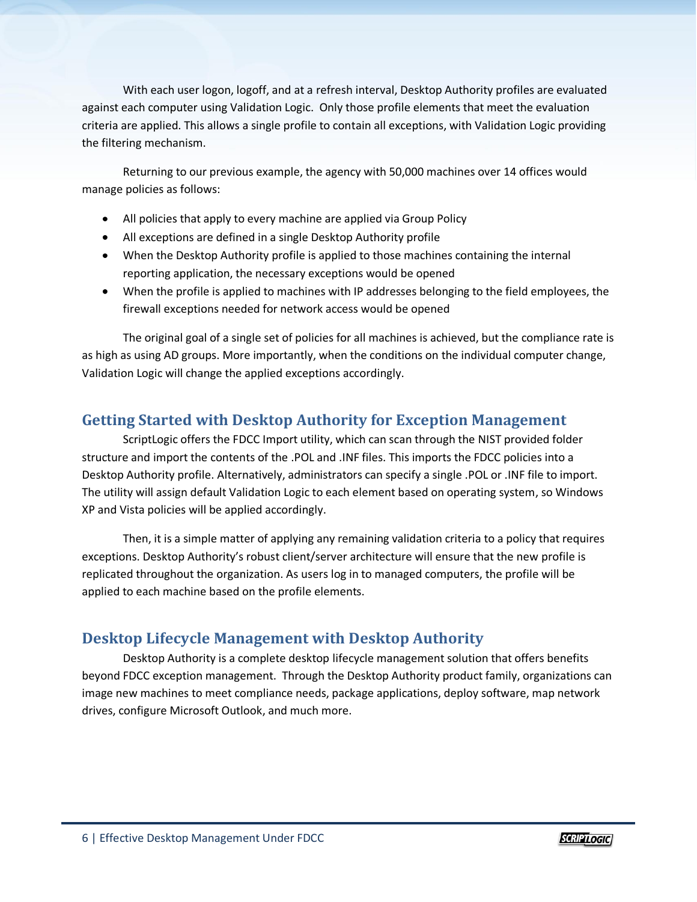With each user logon, logoff, and at a refresh interval, Desktop Authority profiles are evaluated against each computer using Validation Logic. Only those profile elements that meet the evaluation criteria are applied. This allows a single profile to contain all exceptions, with Validation Logic providing the filtering mechanism.

Returning to our previous example, the agency with 50,000 machines over 14 offices would manage policies as follows:

- All policies that apply to every machine are applied via Group Policy
- All exceptions are defined in a single Desktop Authority profile
- When the Desktop Authority profile is applied to those machines containing the internal reporting application, the necessary exceptions would be opened
- When the profile is applied to machines with IP addresses belonging to the field employees, the firewall exceptions needed for network access would be opened

The original goal of a single set of policies for all machines is achieved, but the compliance rate is as high as using AD groups. More importantly, when the conditions on the individual computer change, Validation Logic will change the applied exceptions accordingly.

## Getting Started with Desktop Authority for Exception Management

ScriptLogic offers the FDCC Import utility, which can scan through the NIST provided folder structure and import the contents of the .POL and .INF files. This imports the FDCC policies into a Desktop Authority profile. Alternatively, administrators can specify a single .POL or .INF file to import. The utility will assign default Validation Logic to each element based on operating system, so Windows XP and Vista policies will be applied accordingly.

Then, it is a simple matter of applying any remaining validation criteria to a policy that requires exceptions. Desktop Authority's robust client/server architecture will ensure that the new profile is replicated throughout the organization. As users log in to managed computers, the profile will be applied to each machine based on the profile elements.

## Desktop Lifecycle Management with Desktop Authority

Desktop Authority is a complete desktop lifecycle management solution that offers benefits beyond FDCC exception management. Through the Desktop Authority product family, organizations can image new machines to meet compliance needs, package applications, deploy software, map network drives, configure Microsoft Outlook, and much more.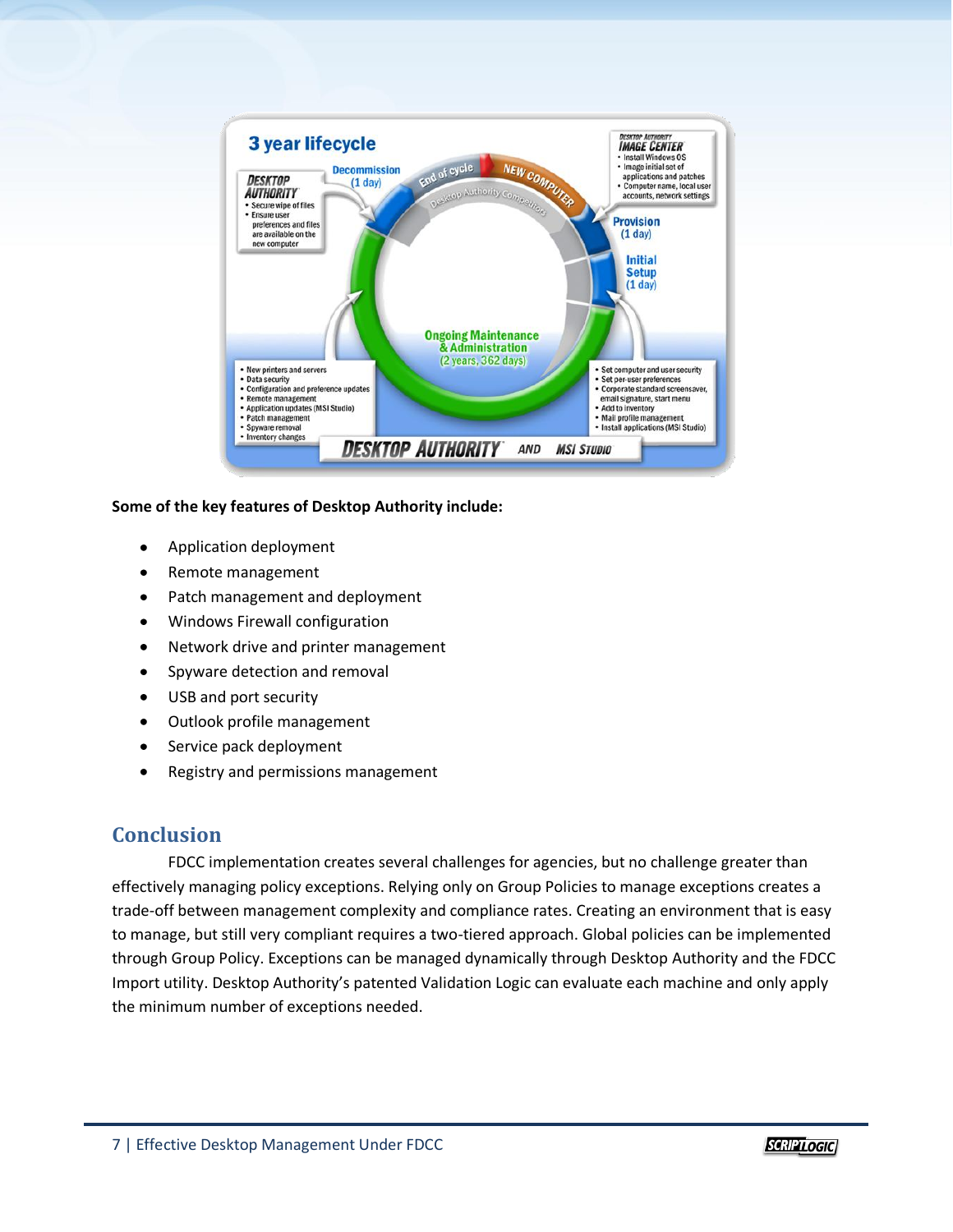**Some of the key features of Desktop Authority include:**

- Application deployment
- Remote management
- Patch management and deployment
- Windows Firewall configuration
- Network drive and printer management
- Spyware detection and removal
- USB and port security
- Outlook profile management
- Service pack deployment
- Registry and permissions management

## Conclusion

FDCC implementation creates several challenges for agencies, but no challenge greater than effectively managing policy exceptions. Relying only on Group Policies to manage exceptions creates a trade-off between management complexity and compliance rates. Creating an environment that is easy to manage, but still very compliant requires a two-tiered approach. Global policies can be implemented through Group Policy. Exceptions can be managed dynamically through Desktop Authority and the FDCC Import utility. Desktop Authority's patented Validation Logic can evaluate each machine and only apply the minimum number of exceptions needed.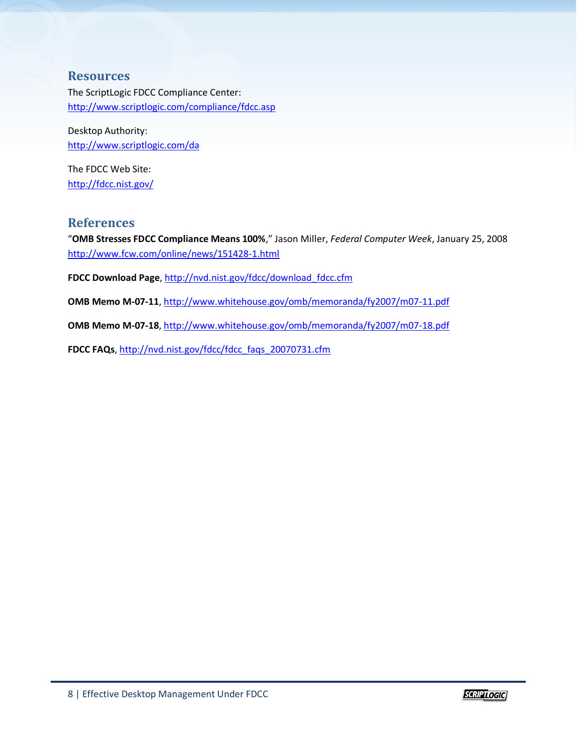## Resources

The ScriptLogic FDCC Compliance Center:
http://www.scriptlogic.com/compliance/fdcc.asp

Desktop Authority:
http://www.scriptlogic.com/da

The FDCC Web Site:
http://fdcc.nist.gov/

## References

"**OMB Stresses FDCC Compliance Means 100%**," Jason Miller, *Federal Computer Week*, January 25, 2008
http://www.fcw.com/online/news/151428-1.html

**FDCC Download Page**, http://nvd.nist.gov/fdcc/download_fdcc.cfm

**OMB Memo M-07-11**, http://www.whitehouse.gov/omb/memoranda/fy2007/m07-11.pdf

**OMB Memo M-07-18**, http://www.whitehouse.gov/omb/memoranda/fy2007/m07-18.pdf

**FDCC FAQs**, http://nvd.nist.gov/fdcc/fdcc_faqs_20070731.cfm